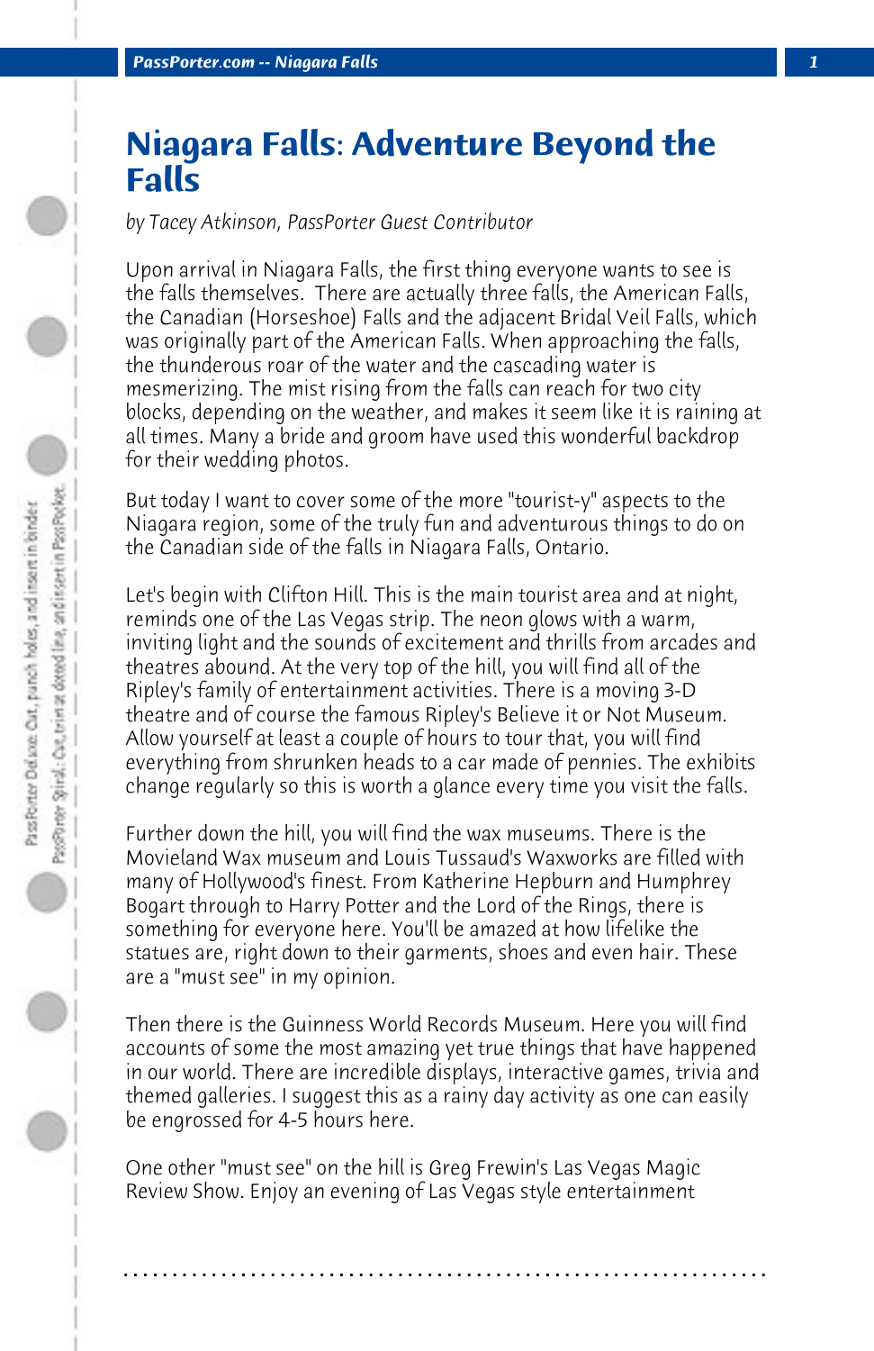# Niagara Falls: Adventure Beyond the Falls

*by Tacey Atkinson, PassPorter Guest Contributor*

Upon arrival in Niagara Falls, the first thing everyone wants to see is the falls themselves. There are actually three falls, the American Falls, the Canadian (Horseshoe) Falls and the adjacent Bridal Veil Falls, which was originally part of the American Falls. When approaching the falls, the thunderous roar of the water and the cascading water is mesmerizing. The mist rising from the falls can reach for two city blocks, depending on the weather, and makes it seem like it is raining at all times. Many a bride and groom have used this wonderful backdrop for their wedding photos.

But today I want to cover some of the more "tourist-y" aspects to the Niagara region, some of the truly fun and adventurous things to do on the Canadian side of the falls in Niagara Falls, Ontario.

Let's begin with Clifton Hill. This is the main tourist area and at night, reminds one of the Las Vegas strip. The neon glows with a warm, inviting light and the sounds of excitement and thrills from arcades and theatres abound. At the very top of the hill, you will find all of the Ripley's family of entertainment activities. There is a moving 3-D theatre and of course the famous Ripley's Believe it or Not Museum. Allow yourself at least a couple of hours to tour that, you will find everything from shrunken heads to a car made of pennies. The exhibits change regularly so this is worth a glance every time you visit the falls.

Further down the hill, you will find the wax museums. There is the Movieland Wax museum and Louis Tussaud's Waxworks are filled with many of Hollywood's finest. From Katherine Hepburn and Humphrey Bogart through to Harry Potter and the Lord of the Rings, there is something for everyone here. You'll be amazed at how lifelike the statues are, right down to their garments, shoes and even hair. These are a "must see" in my opinion.

Then there is the Guinness World Records Museum. Here you will find accounts of some the most amazing yet true things that have happened in our world. There are incredible displays, interactive games, trivia and themed galleries. I suggest this as a rainy day activity as one can easily be engrossed for 4-5 hours here.

One other "must see" on the hill is Greg Frewin's Las Vegas Magic Review Show. Enjoy an evening of Las Vegas style entertainment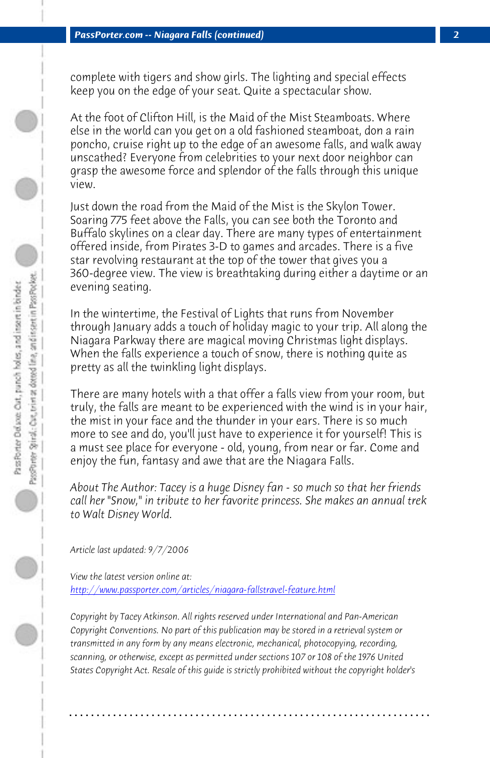complete with tigers and show girls. The lighting and special effects keep you on the edge of your seat. Quite a spectacular show.

At the foot of Clifton Hill, is the Maid of the Mist Steamboats. Where else in the world can you get on a old fashioned steamboat, don a rain poncho, cruise right up to the edge of an awesome falls, and walk away unscathed? Everyone from celebrities to your next door neighbor can grasp the awesome force and splendor of the falls through this unique view.

Just down the road from the Maid of the Mist is the Skylon Tower. Soaring 775 feet above the Falls, you can see both the Toronto and Buffalo skylines on a clear day. There are many types of entertainment offered inside, from Pirates 3-D to games and arcades. There is a five star revolving restaurant at the top of the tower that gives you a 360-degree view. The view is breathtaking during either a daytime or an evening seating.

In the wintertime, the Festival of Lights that runs from November through January adds a touch of holiday magic to your trip. All along the Niagara Parkway there are magical moving Christmas light displays. When the falls experience a touch of snow, there is nothing quite as pretty as all the twinkling light displays.

There are many hotels with a that offer a falls view from your room, but truly, the falls are meant to be experienced with the wind is in your hair, the mist in your face and the thunder in your ears. There is so much more to see and do, you'll just have to experience it for yourself! This is a must see place for everyone - old, young, from near or far. Come and enjoy the fun, fantasy and awe that are the Niagara Falls.

*About The Author: Tacey is a huge Disney fan - so much so that her friends call her "Snow," in tribute to her favorite princess. She makes an annual trek to Walt Disney World.*

*Article last updated: 9/7/2006*

*View the latest version online at:*
[http://www.passporter.com/articles/niagara-fallstravel-feature.html](http://www.passporter.com/articles/niagara-fallstravel-feature.html)

*Copyright by Tacey Atkinson. All rights reserved under International and Pan-American Copyright Conventions. No part of this publication may be stored in a retrieval system or transmitted in any form by any means electronic, mechanical, photocopying, recording, scanning, or otherwise, except as permitted under sections 107 or 108 of the 1976 United States Copyright Act. Resale of this guide is strictly prohibited without the copyright holder's*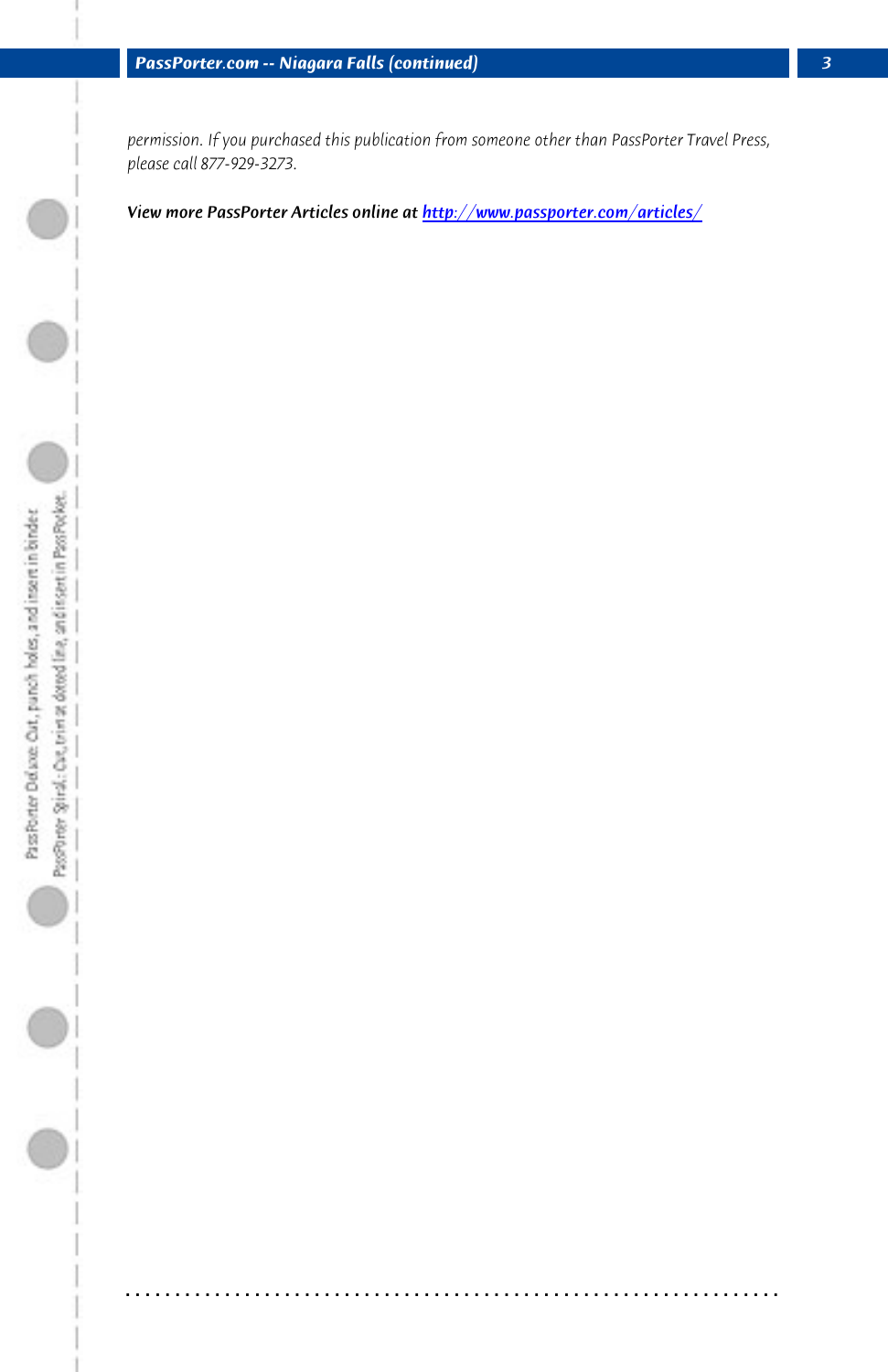*permission. If you purchased this publication from someone other than PassPorter Travel Press, please call 877-929-3273.*

***View more PassPorter Articles online at [http://www.passporter.com/articles/](http://www.passporter.com/articles/)***